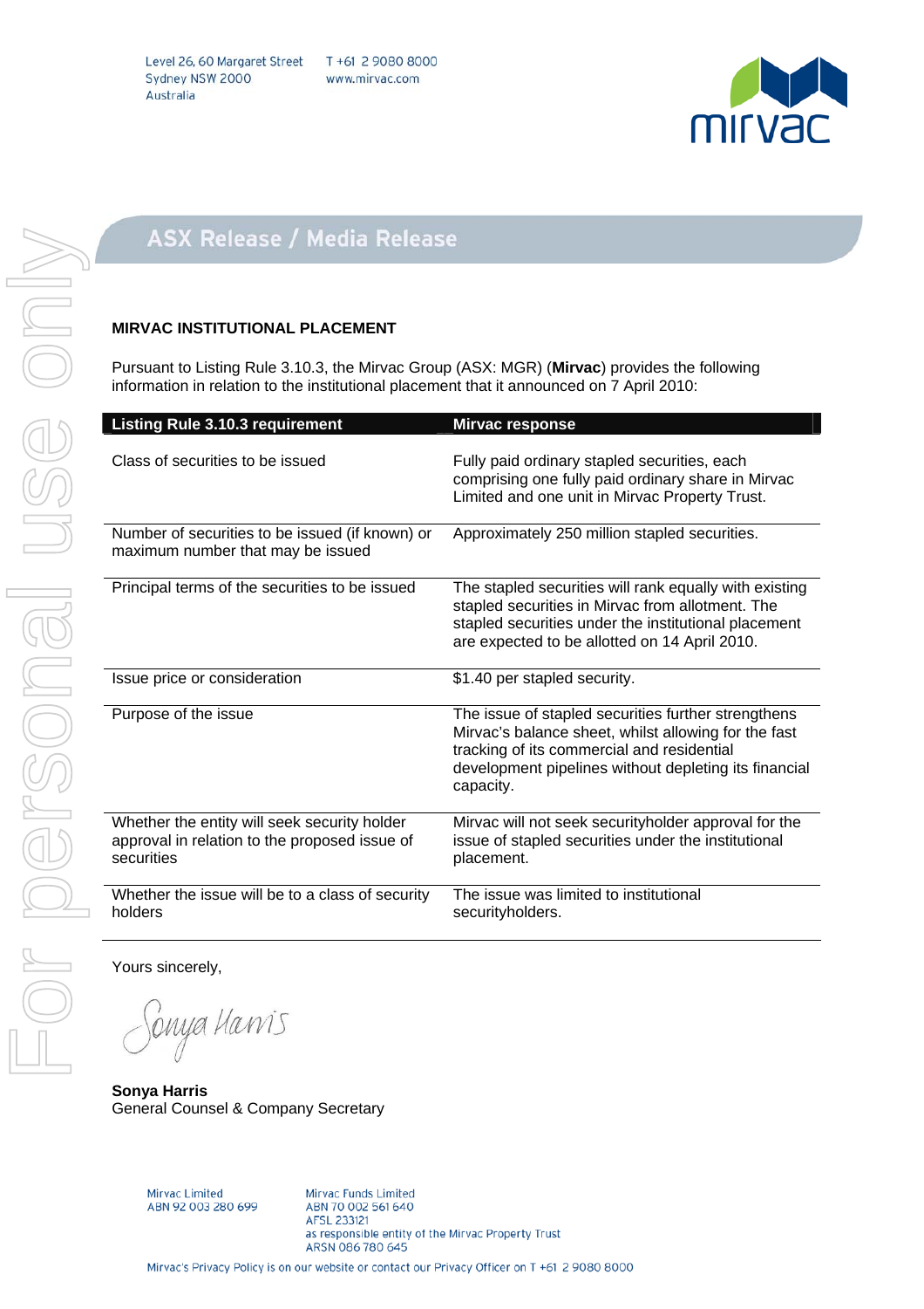Level 26, 60 Margaret Street
Sydney NSW 2000
Australia

T +61 2 9080 8000
www.mirvac.com

# ASX Release / Media Release

## MIRVAC INSTITUTIONAL PLACEMENT

Pursuant to Listing Rule 3.10.3, the Mirvac Group (ASX: MGR) (**Mirvac**) provides the following information in relation to the institutional placement that it announced on 7 April 2010:

| Listing Rule 3.10.3 requirement | Mirvac response |
|---|---|
| Class of securities to be issued | Fully paid ordinary stapled securities, each comprising one fully paid ordinary share in Mirvac Limited and one unit in Mirvac Property Trust. |
| Number of securities to be issued (if known) or maximum number that may be issued | Approximately 250 million stapled securities. |
| Principal terms of the securities to be issued | The stapled securities will rank equally with existing stapled securities in Mirvac from allotment. The stapled securities under the institutional placement are expected to be allotted on 14 April 2010. |
| Issue price or consideration | $1.40 per stapled security. |
| Purpose of the issue | The issue of stapled securities further strengthens Mirvac's balance sheet, whilst allowing for the fast tracking of its commercial and residential development pipelines without depleting its financial capacity. |
| Whether the entity will seek security holder approval in relation to the proposed issue of securities | Mirvac will not seek securityholder approval for the issue of stapled securities under the institutional placement. |
| Whether the issue will be to a class of security holders | The issue was limited to institutional securityholders. |

Yours sincerely,

Sonya Harris

**Sonya Harris**
General Counsel & Company Secretary

Mirvac Limited
ABN 92 003 280 699

Mirvac Funds Limited
ABN 70 002 561 640
AFSL 233121
as responsible entity of the Mirvac Property Trust
ARSN 086 780 645

Mirvac's Privacy Policy is on our website or contact our Privacy Officer on T +61 2 9080 8000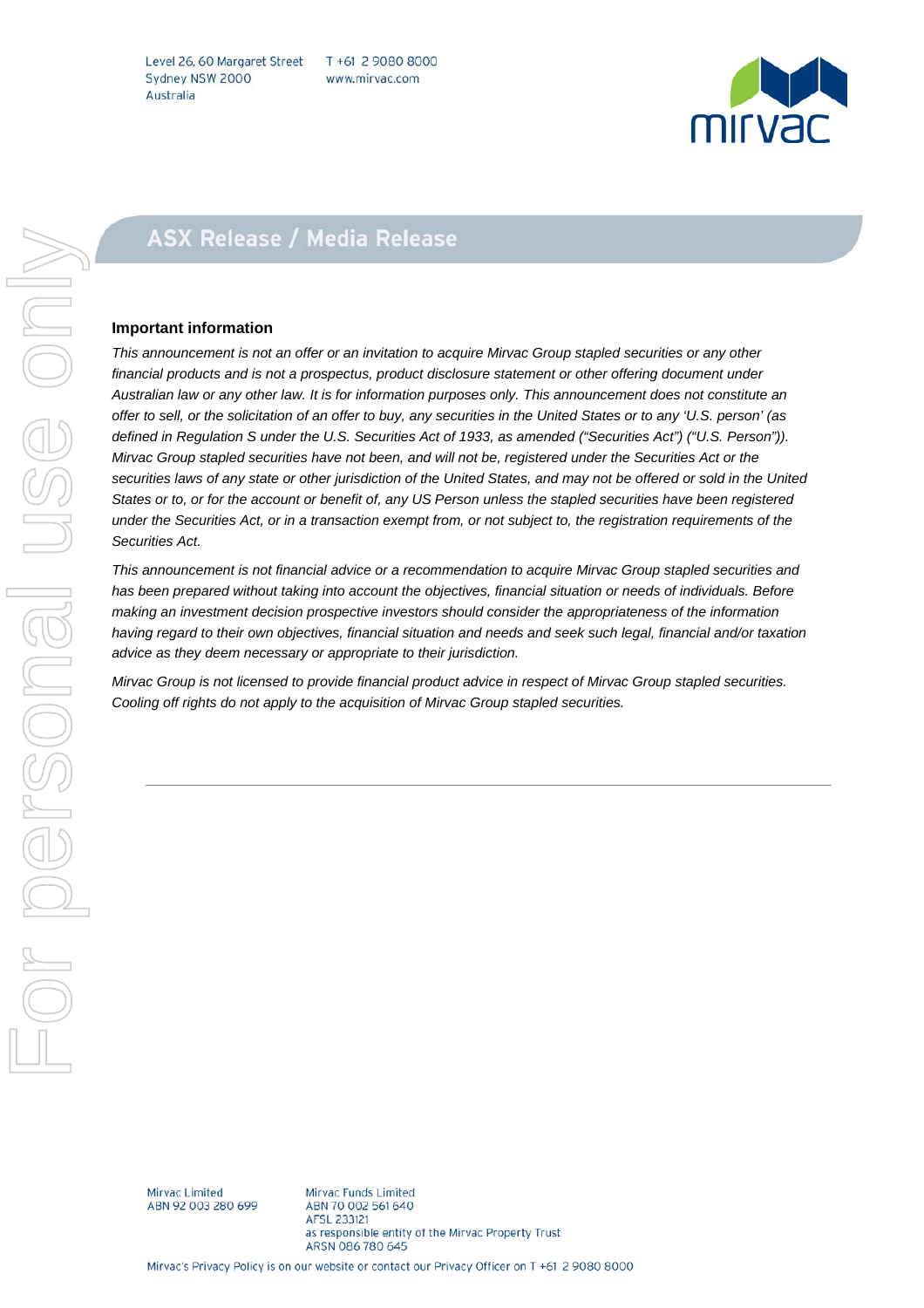## Important information

*This announcement is not an offer or an invitation to acquire Mirvac Group stapled securities or any other financial products and is not a prospectus, product disclosure statement or other offering document under Australian law or any other law. It is for information purposes only. This announcement does not constitute an offer to sell, or the solicitation of an offer to buy, any securities in the United States or to any 'U.S. person' (as defined in Regulation S under the U.S. Securities Act of 1933, as amended ("Securities Act") ("U.S. Person")). Mirvac Group stapled securities have not been, and will not be, registered under the Securities Act or the securities laws of any state or other jurisdiction of the United States, and may not be offered or sold in the United States or to, or for the account or benefit of, any US Person unless the stapled securities have been registered under the Securities Act, or in a transaction exempt from, or not subject to, the registration requirements of the Securities Act.*

*This announcement is not financial advice or a recommendation to acquire Mirvac Group stapled securities and has been prepared without taking into account the objectives, financial situation or needs of individuals. Before making an investment decision prospective investors should consider the appropriateness of the information having regard to their own objectives, financial situation and needs and seek such legal, financial and/or taxation advice as they deem necessary or appropriate to their jurisdiction.*

*Mirvac Group is not licensed to provide financial product advice in respect of Mirvac Group stapled securities. Cooling off rights do not apply to the acquisition of Mirvac Group stapled securities.*

---